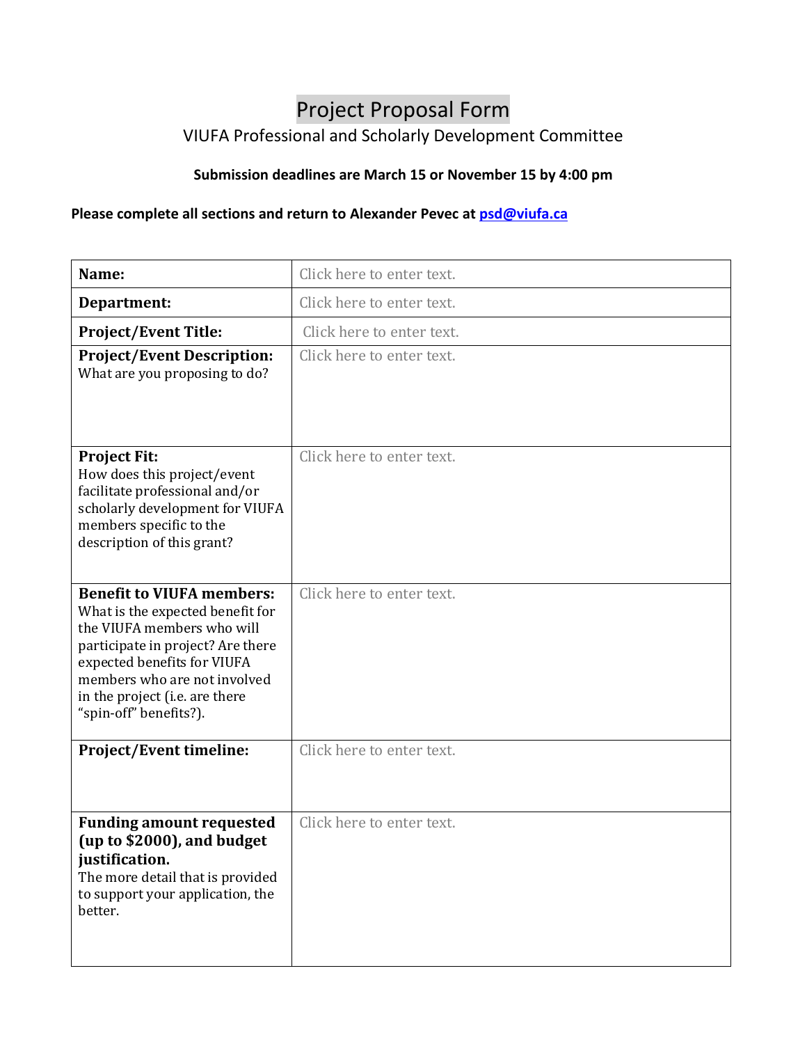# Project Proposal Form

## VIUFA Professional and Scholarly Development Committee

**Submission deadlines are March 15 or November 15 by 4:00 pm**

**Please complete all sections and return to Alexander Pevec at psd@viufa.ca**

| | |
|---|---|
| **Name:** | Click here to enter text. |
| **Department:** | Click here to enter text. |
| **Project/Event Title:** | Click here to enter text. |
| **Project/Event Description:** What are you proposing to do? | Click here to enter text. |
| **Project Fit:** How does this project/event facilitate professional and/or scholarly development for VIUFA members specific to the description of this grant? | Click here to enter text. |
| **Benefit to VIUFA members:** What is the expected benefit for the VIUFA members who will participate in project? Are there expected benefits for VIUFA members who are not involved in the project (i.e. are there "spin-off" benefits?). | Click here to enter text. |
| **Project/Event timeline:** | Click here to enter text. |
| **Funding amount requested (up to $2000), and budget justification.** The more detail that is provided to support your application, the better. | Click here to enter text. |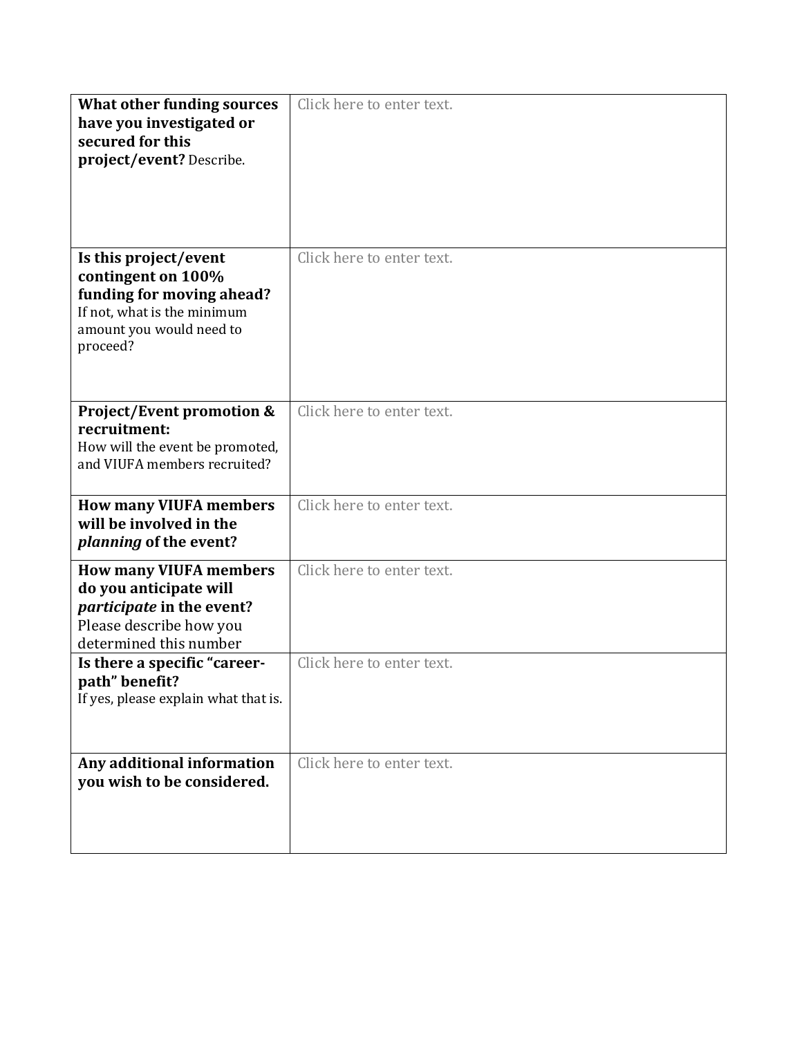| | |
|---|---|
| **What other funding sources have you investigated or secured for this project/event?** Describe. | Click here to enter text. |
| **Is this project/event contingent on 100% funding for moving ahead?** If not, what is the minimum amount you would need to proceed? | Click here to enter text. |
| **Project/Event promotion & recruitment:** How will the event be promoted, and VIUFA members recruited? | Click here to enter text. |
| **How many VIUFA members will be involved in the *planning* of the event?** | Click here to enter text. |
| **How many VIUFA members do you anticipate will *participate* in the event?** Please describe how you determined this number | Click here to enter text. |
| **Is there a specific "career-path" benefit?** If yes, please explain what that is. | Click here to enter text. |
| **Any additional information you wish to be considered.** | Click here to enter text. |